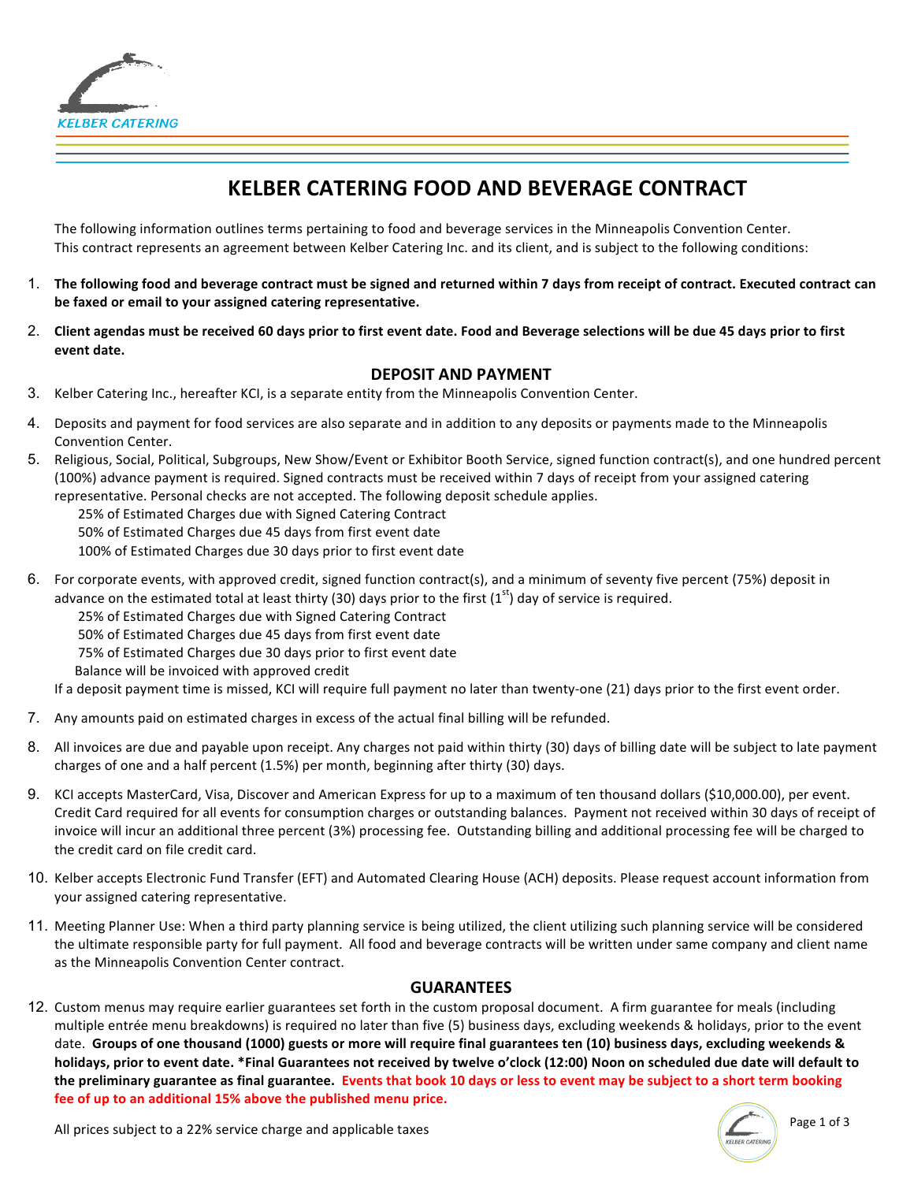KELBER CATERING

# KELBER CATERING FOOD AND BEVERAGE CONTRACT

The following information outlines terms pertaining to food and beverage services in the Minneapolis Convention Center. This contract represents an agreement between Kelber Catering Inc. and its client, and is subject to the following conditions:

1. **The following food and beverage contract must be signed and returned within 7 days from receipt of contract. Executed contract can be faxed or email to your assigned catering representative.**

2. **Client agendas must be received 60 days prior to first event date. Food and Beverage selections will be due 45 days prior to first event date.**

## DEPOSIT AND PAYMENT

3. Kelber Catering Inc., hereafter KCI, is a separate entity from the Minneapolis Convention Center.

4. Deposits and payment for food services are also separate and in addition to any deposits or payments made to the Minneapolis Convention Center.

5. Religious, Social, Political, Subgroups, New Show/Event or Exhibitor Booth Service, signed function contract(s), and one hundred percent (100%) advance payment is required. Signed contracts must be received within 7 days of receipt from your assigned catering representative. Personal checks are not accepted. The following deposit schedule applies.
   25% of Estimated Charges due with Signed Catering Contract
   50% of Estimated Charges due 45 days from first event date
   100% of Estimated Charges due 30 days prior to first event date

6. For corporate events, with approved credit, signed function contract(s), and a minimum of seventy five percent (75%) deposit in advance on the estimated total at least thirty (30) days prior to the first (1st) day of service is required.
   25% of Estimated Charges due with Signed Catering Contract
   50% of Estimated Charges due 45 days from first event date
   75% of Estimated Charges due 30 days prior to first event date
   Balance will be invoiced with approved credit
   If a deposit payment time is missed, KCI will require full payment no later than twenty-one (21) days prior to the first event order.

7. Any amounts paid on estimated charges in excess of the actual final billing will be refunded.

8. All invoices are due and payable upon receipt. Any charges not paid within thirty (30) days of billing date will be subject to late payment charges of one and a half percent (1.5%) per month, beginning after thirty (30) days.

9. KCI accepts MasterCard, Visa, Discover and American Express for up to a maximum of ten thousand dollars ($10,000.00), per event. Credit Card required for all events for consumption charges or outstanding balances. Payment not received within 30 days of receipt of invoice will incur an additional three percent (3%) processing fee. Outstanding billing and additional processing fee will be charged to the credit card on file credit card.

10. Kelber accepts Electronic Fund Transfer (EFT) and Automated Clearing House (ACH) deposits. Please request account information from your assigned catering representative.

11. Meeting Planner Use: When a third party planning service is being utilized, the client utilizing such planning service will be considered the ultimate responsible party for full payment. All food and beverage contracts will be written under same company and client name as the Minneapolis Convention Center contract.

## GUARANTEES

12. Custom menus may require earlier guarantees set forth in the custom proposal document. A firm guarantee for meals (including multiple entrée menu breakdowns) is required no later than five (5) business days, excluding weekends & holidays, prior to the event date. **Groups of one thousand (1000) guests or more will require final guarantees ten (10) business days, excluding weekends & holidays, prior to event date. *Final Guarantees not received by twelve o'clock (12:00) Noon on scheduled due date will default to the preliminary guarantee as final guarantee. Events that book 10 days or less to event may be subject to a short term booking fee of up to an additional 15% above the published menu price.**

All prices subject to a 22% service charge and applicable taxes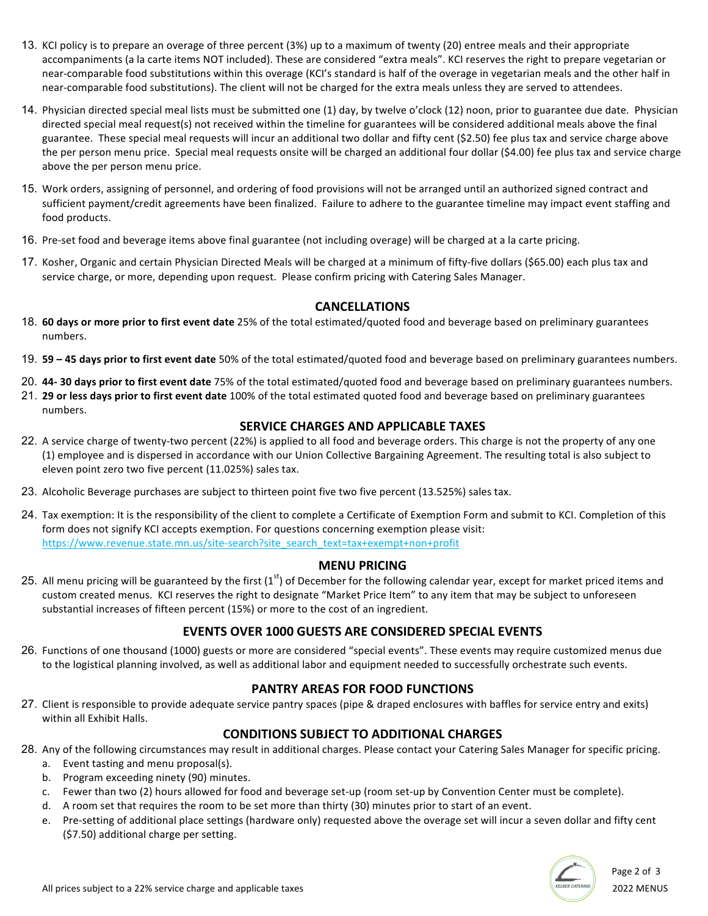13. KCI policy is to prepare an overage of three percent (3%) up to a maximum of twenty (20) entree meals and their appropriate accompaniments (a la carte items NOT included). These are considered "extra meals". KCI reserves the right to prepare vegetarian or near-comparable food substitutions within this overage (KCI's standard is half of the overage in vegetarian meals and the other half in near-comparable food substitutions). The client will not be charged for the extra meals unless they are served to attendees.

14. Physician directed special meal lists must be submitted one (1) day, by twelve o'clock (12) noon, prior to guarantee due date. Physician directed special meal request(s) not received within the timeline for guarantees will be considered additional meals above the final guarantee. These special meal requests will incur an additional two dollar and fifty cent ($2.50) fee plus tax and service charge above the per person menu price. Special meal requests onsite will be charged an additional four dollar ($4.00) fee plus tax and service charge above the per person menu price.

15. Work orders, assigning of personnel, and ordering of food provisions will not be arranged until an authorized signed contract and sufficient payment/credit agreements have been finalized. Failure to adhere to the guarantee timeline may impact event staffing and food products.

16. Pre-set food and beverage items above final guarantee (not including overage) will be charged at a la carte pricing.

17. Kosher, Organic and certain Physician Directed Meals will be charged at a minimum of fifty-five dollars ($65.00) each plus tax and service charge, or more, depending upon request. Please confirm pricing with Catering Sales Manager.

## CANCELLATIONS

18. **60 days or more prior to first event date** 25% of the total estimated/quoted food and beverage based on preliminary guarantees numbers.

19. **59 – 45 days prior to first event date** 50% of the total estimated/quoted food and beverage based on preliminary guarantees numbers.

20. **44- 30 days prior to first event date** 75% of the total estimated/quoted food and beverage based on preliminary guarantees numbers.

21. **29 or less days prior to first event date** 100% of the total estimated quoted food and beverage based on preliminary guarantees numbers.

## SERVICE CHARGES AND APPLICABLE TAXES

22. A service charge of twenty-two percent (22%) is applied to all food and beverage orders. This charge is not the property of any one (1) employee and is dispersed in accordance with our Union Collective Bargaining Agreement. The resulting total is also subject to eleven point zero two five percent (11.025%) sales tax.

23. Alcoholic Beverage purchases are subject to thirteen point five two five percent (13.525%) sales tax.

24. Tax exemption: It is the responsibility of the client to complete a Certificate of Exemption Form and submit to KCI. Completion of this form does not signify KCI accepts exemption. For questions concerning exemption please visit: https://www.revenue.state.mn.us/site-search?site_search_text=tax+exempt+non+profit

## MENU PRICING

25. All menu pricing will be guaranteed by the first (1st) of December for the following calendar year, except for market priced items and custom created menus. KCI reserves the right to designate "Market Price Item" to any item that may be subject to unforeseen substantial increases of fifteen percent (15%) or more to the cost of an ingredient.

## EVENTS OVER 1000 GUESTS ARE CONSIDERED SPECIAL EVENTS

26. Functions of one thousand (1000) guests or more are considered "special events". These events may require customized menus due to the logistical planning involved, as well as additional labor and equipment needed to successfully orchestrate such events.

## PANTRY AREAS FOR FOOD FUNCTIONS

27. Client is responsible to provide adequate service pantry spaces (pipe & draped enclosures with baffles for service entry and exits) within all Exhibit Halls.

## CONDITIONS SUBJECT TO ADDITIONAL CHARGES

28. Any of the following circumstances may result in additional charges. Please contact your Catering Sales Manager for specific pricing.
    a. Event tasting and menu proposal(s).
    b. Program exceeding ninety (90) minutes.
    c. Fewer than two (2) hours allowed for food and beverage set-up (room set-up by Convention Center must be complete).
    d. A room set that requires the room to be set more than thirty (30) minutes prior to start of an event.
    e. Pre-setting of additional place settings (hardware only) requested above the overage set will incur a seven dollar and fifty cent ($7.50) additional charge per setting.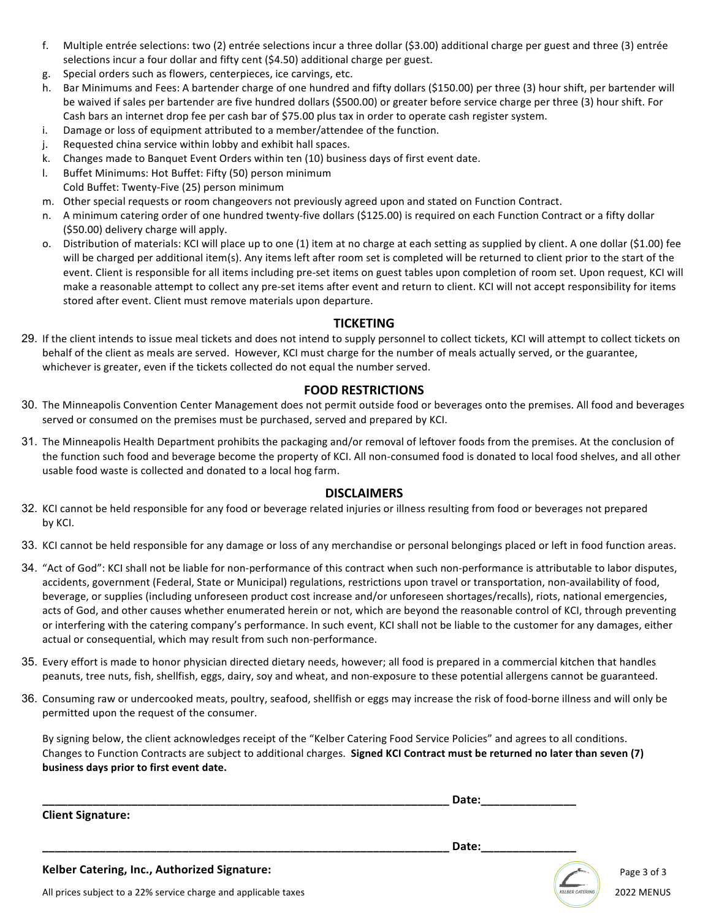f. Multiple entrée selections: two (2) entrée selections incur a three dollar ($3.00) additional charge per guest and three (3) entrée selections incur a four dollar and fifty cent ($4.50) additional charge per guest.
g. Special orders such as flowers, centerpieces, ice carvings, etc.
h. Bar Minimums and Fees: A bartender charge of one hundred and fifty dollars ($150.00) per three (3) hour shift, per bartender will be waived if sales per bartender are five hundred dollars ($500.00) or greater before service charge per three (3) hour shift. For Cash bars an internet drop fee per cash bar of $75.00 plus tax in order to operate cash register system.
i. Damage or loss of equipment attributed to a member/attendee of the function.
j. Requested china service within lobby and exhibit hall spaces.
k. Changes made to Banquet Event Orders within ten (10) business days of first event date.
l. Buffet Minimums: Hot Buffet: Fifty (50) person minimum
   Cold Buffet: Twenty-Five (25) person minimum
m. Other special requests or room changeovers not previously agreed upon and stated on Function Contract.
n. A minimum catering order of one hundred twenty-five dollars ($125.00) is required on each Function Contract or a fifty dollar ($50.00) delivery charge will apply.
o. Distribution of materials: KCI will place up to one (1) item at no charge at each setting as supplied by client. A one dollar ($1.00) fee will be charged per additional item(s). Any items left after room set is completed will be returned to client prior to the start of the event. Client is responsible for all items including pre-set items on guest tables upon completion of room set. Upon request, KCI will make a reasonable attempt to collect any pre-set items after event and return to client. KCI will not accept responsibility for items stored after event. Client must remove materials upon departure.

## TICKETING

29. If the client intends to issue meal tickets and does not intend to supply personnel to collect tickets, KCI will attempt to collect tickets on behalf of the client as meals are served. However, KCI must charge for the number of meals actually served, or the guarantee, whichever is greater, even if the tickets collected do not equal the number served.

## FOOD RESTRICTIONS

30. The Minneapolis Convention Center Management does not permit outside food or beverages onto the premises. All food and beverages served or consumed on the premises must be purchased, served and prepared by KCI.
31. The Minneapolis Health Department prohibits the packaging and/or removal of leftover foods from the premises. At the conclusion of the function such food and beverage become the property of KCI. All non-consumed food is donated to local food shelves, and all other usable food waste is collected and donated to a local hog farm.

## DISCLAIMERS

32. KCI cannot be held responsible for any food or beverage related injuries or illness resulting from food or beverages not prepared by KCI.
33. KCI cannot be held responsible for any damage or loss of any merchandise or personal belongings placed or left in food function areas.
34. "Act of God": KCI shall not be liable for non-performance of this contract when such non-performance is attributable to labor disputes, accidents, government (Federal, State or Municipal) regulations, restrictions upon travel or transportation, non-availability of food, beverage, or supplies (including unforeseen product cost increase and/or unforeseen shortages/recalls), riots, national emergencies, acts of God, and other causes whether enumerated herein or not, which are beyond the reasonable control of KCI, through preventing or interfering with the catering company's performance. In such event, KCI shall not be liable to the customer for any damages, either actual or consequential, which may result from such non-performance.
35. Every effort is made to honor physician directed dietary needs, however; all food is prepared in a commercial kitchen that handles peanuts, tree nuts, fish, shellfish, eggs, dairy, soy and wheat, and non-exposure to these potential allergens cannot be guaranteed.
36. Consuming raw or undercooked meats, poultry, seafood, shellfish or eggs may increase the risk of food-borne illness and will only be permitted upon the request of the consumer.

By signing below, the client acknowledges receipt of the "Kelber Catering Food Service Policies" and agrees to all conditions. Changes to Function Contracts are subject to additional charges. **Signed KCI Contract must be returned no later than seven (7) business days prior to first event date.**

______________________________________________________________ **Date:**_______________

**Client Signature:**

______________________________________________________________ **Date:**_______________

**Kelber Catering, Inc., Authorized Signature:**

All prices subject to a 22% service charge and applicable taxes

2022 MENUS